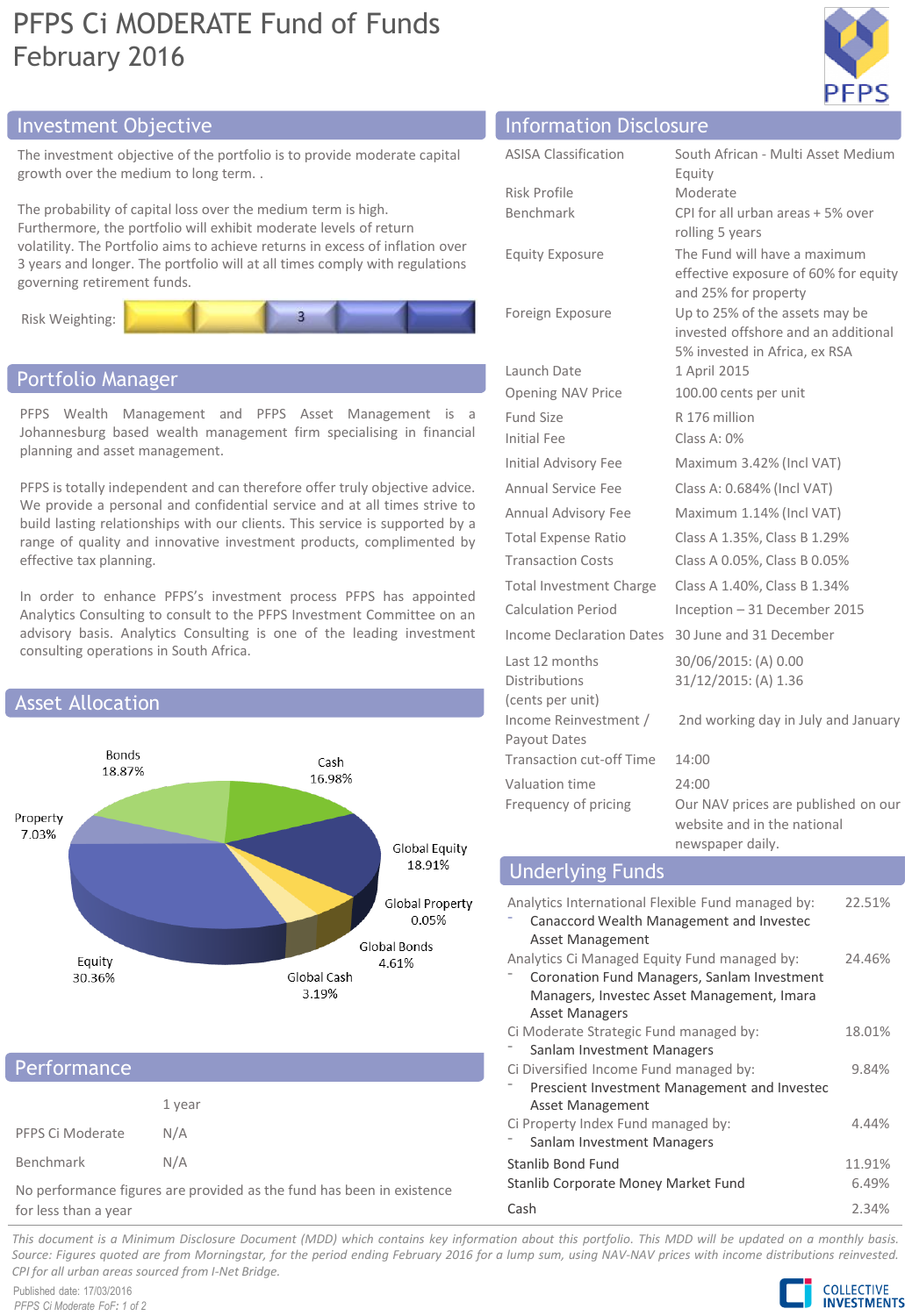# PFPS Ci MODERATE Fund of Funds
February 2016

## Investment Objective

The investment objective of the portfolio is to provide moderate capital growth over the medium to long term. .

The probability of capital loss over the medium term is high. Furthermore, the portfolio will exhibit moderate levels of return volatility. The Portfolio aims to achieve returns in excess of inflation over 3 years and longer. The portfolio will at all times comply with regulations governing retirement funds.

Risk Weighting: 3

## Portfolio Manager

PFPS Wealth Management and PFPS Asset Management is a Johannesburg based wealth management firm specialising in financial planning and asset management.

PFPS is totally independent and can therefore offer truly objective advice. We provide a personal and confidential service and at all times strive to build lasting relationships with our clients. This service is supported by a range of quality and innovative investment products, complimented by effective tax planning.

In order to enhance PFPS's investment process PFPS has appointed Analytics Consulting to consult to the PFPS Investment Committee on an advisory basis. Analytics Consulting is one of the leading investment consulting operations in South Africa.

## Asset Allocation

| Asset | Allocation |
|---|---|
| Bonds | 18.87% |
| Cash | 16.98% |
| Global Equity | 18.91% |
| Global Property | 0.05% |
| Global Bonds | 4.61% |
| Global Cash | 3.19% |
| Equity | 30.36% |
| Property | 7.03% |

## Performance

| | 1 year |
|---|---|
| PFPS Ci Moderate | N/A |
| Benchmark | N/A |

No performance figures are provided as the fund has been in existence for less than a year

## Information Disclosure

| | |
|---|---|
| ASISA Classification | South African - Multi Asset Medium Equity |
| Risk Profile | Moderate |
| Benchmark | CPI for all urban areas + 5% over rolling 5 years |
| Equity Exposure | The Fund will have a maximum effective exposure of 60% for equity and 25% for property |
| Foreign Exposure | Up to 25% of the assets may be invested offshore and an additional 5% invested in Africa, ex RSA |
| Launch Date | 1 April 2015 |
| Opening NAV Price | 100.00 cents per unit |
| Fund Size | R 176 million |
| Initial Fee | Class A: 0% |
| Initial Advisory Fee | Maximum 3.42% (Incl VAT) |
| Annual Service Fee | Class A: 0.684% (Incl VAT) |
| Annual Advisory Fee | Maximum 1.14% (Incl VAT) |
| Total Expense Ratio | Class A 1.35%, Class B 1.29% |
| Transaction Costs | Class A 0.05%, Class B 0.05% |
| Total Investment Charge | Class A 1.40%, Class B 1.34% |
| Calculation Period | Inception – 31 December 2015 |
| Income Declaration Dates | 30 June and 31 December |
| Last 12 months Distributions (cents per unit) | 30/06/2015: (A) 0.00<br>31/12/2015: (A) 1.36 |
| Income Reinvestment / Payout Dates | 2nd working day in July and January |
| Transaction cut-off Time | 14:00 |
| Valuation time | 24:00 |
| Frequency of pricing | Our NAV prices are published on our website and in the national newspaper daily. |

## Underlying Funds

| Fund | Weight |
|---|---|
| Analytics International Flexible Fund managed by:<br>- Canaccord Wealth Management and Investec Asset Management | 22.51% |
| Analytics Ci Managed Equity Fund managed by:<br>- Coronation Fund Managers, Sanlam Investment Managers, Investec Asset Management, Imara Asset Managers | 24.46% |
| Ci Moderate Strategic Fund managed by:<br>- Sanlam Investment Managers | 18.01% |
| Ci Diversified Income Fund managed by:<br>- Prescient Investment Management and Investec Asset Management | 9.84% |
| Ci Property Index Fund managed by:<br>- Sanlam Investment Managers | 4.44% |
| Stanlib Bond Fund | 11.91% |
| Stanlib Corporate Money Market Fund | 6.49% |
| Cash | 2.34% |

*This document is a Minimum Disclosure Document (MDD) which contains key information about this portfolio. This MDD will be updated on a monthly basis. Source: Figures quoted are from Morningstar, for the period ending February 2016 for a lump sum, using NAV-NAV prices with income distributions reinvested. CPI for all urban areas sourced from I-Net Bridge.*

Published date: 17/03/2016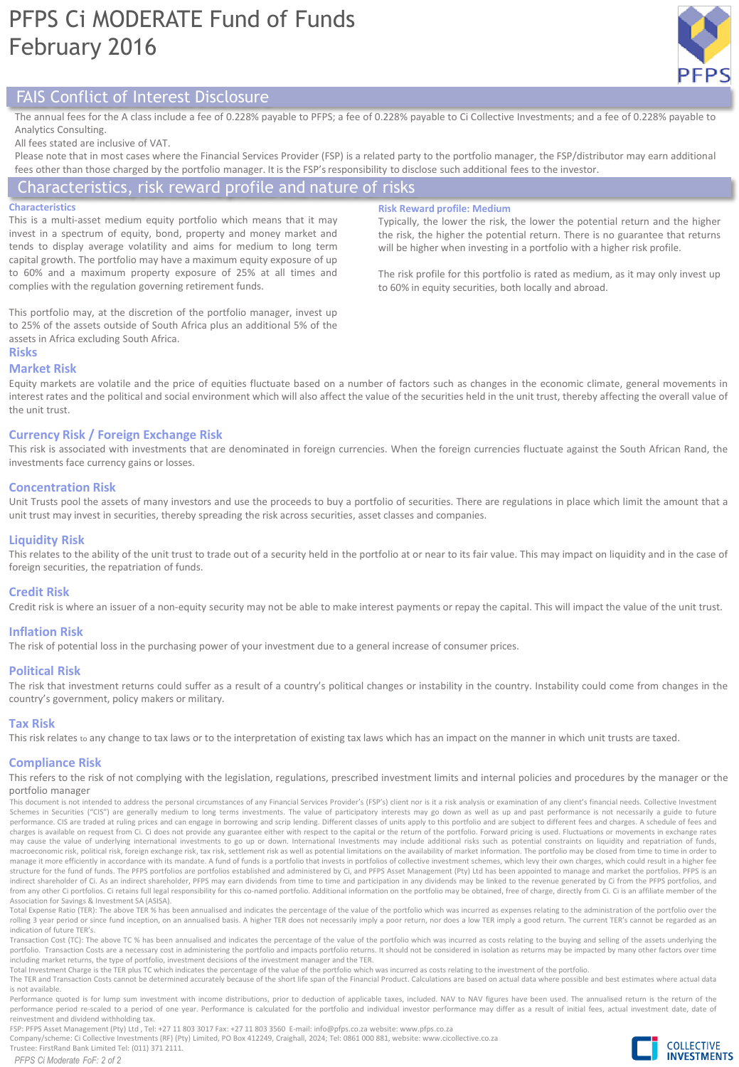# PFPS Ci MODERATE Fund of Funds
# February 2016

## FAIS Conflict of Interest Disclosure

The annual fees for the A class include a fee of 0.228% payable to PFPS; a fee of 0.228% payable to Ci Collective Investments; and a fee of 0.228% payable to Analytics Consulting.

All fees stated are inclusive of VAT.

Please note that in most cases where the Financial Services Provider (FSP) is a related party to the portfolio manager, the FSP/distributor may earn additional fees other than those charged by the portfolio manager. It is the FSP's responsibility to disclose such additional fees to the investor.

## Characteristics, risk reward profile and nature of risks

### Characteristics

This is a multi-asset medium equity portfolio which means that it may invest in a spectrum of equity, bond, property and money market and tends to display average volatility and aims for medium to long term capital growth. The portfolio may have a maximum equity exposure of up to 60% and a maximum property exposure of 25% at all times and complies with the regulation governing retirement funds.

This portfolio may, at the discretion of the portfolio manager, invest up to 25% of the assets outside of South Africa plus an additional 5% of the assets in Africa excluding South Africa.

### Risk Reward profile: Medium

Typically, the lower the risk, the lower the potential return and the higher the risk, the higher the potential return. There is no guarantee that returns will be higher when investing in a portfolio with a higher risk profile.

The risk profile for this portfolio is rated as medium, as it may only invest up to 60% in equity securities, both locally and abroad.

### Risks

### Market Risk

Equity markets are volatile and the price of equities fluctuate based on a number of factors such as changes in the economic climate, general movements in interest rates and the political and social environment which will also affect the value of the securities held in the unit trust, thereby affecting the overall value of the unit trust.

### Currency Risk / Foreign Exchange Risk

This risk is associated with investments that are denominated in foreign currencies. When the foreign currencies fluctuate against the South African Rand, the investments face currency gains or losses.

### Concentration Risk

Unit Trusts pool the assets of many investors and use the proceeds to buy a portfolio of securities. There are regulations in place which limit the amount that a unit trust may invest in securities, thereby spreading the risk across securities, asset classes and companies.

### Liquidity Risk

This relates to the ability of the unit trust to trade out of a security held in the portfolio at or near to its fair value. This may impact on liquidity and in the case of foreign securities, the repatriation of funds.

### Credit Risk

Credit risk is where an issuer of a non-equity security may not be able to make interest payments or repay the capital. This will impact the value of the unit trust.

### Inflation Risk

The risk of potential loss in the purchasing power of your investment due to a general increase of consumer prices.

### Political Risk

The risk that investment returns could suffer as a result of a country's political changes or instability in the country. Instability could come from changes in the country's government, policy makers or military.

### Tax Risk

This risk relates to any change to tax laws or to the interpretation of existing tax laws which has an impact on the manner in which unit trusts are taxed.

### Compliance Risk

This refers to the risk of not complying with the legislation, regulations, prescribed investment limits and internal policies and procedures by the manager or the portfolio manager

This document is not intended to address the personal circumstances of any Financial Services Provider's (FSP's) client nor is it a risk analysis or examination of any client's financial needs. Collective Investment Schemes in Securities ("CIS") are generally medium to long terms investments. The value of participatory interests may go down as well as up and past performance is not necessarily a guide to future performance. CIS are traded at ruling prices and can engage in borrowing and scrip lending. Different classes of units apply to this portfolio and are subject to different fees and charges. A schedule of fees and charges is available on request from Ci. Ci does not provide any guarantee either with respect to the capital or the return of the portfolio. Forward pricing is used. Fluctuations or movements in exchange rates may cause the value of underlying international investments to go up or down. International Investments may include additional risks such as potential constraints on liquidity and repatriation of funds, macroeconomic risk, political risk, foreign exchange risk, tax risk, settlement risk as well as potential limitations on the availability of market information. The portfolio may be closed from time to time in order to manage it more efficiently in accordance with its mandate. A fund of funds is a portfolio that invests in portfolios of collective investment schemes, which levy their own charges, which could result in a higher fee structure for the fund of funds. The PFPS portfolios are portfolios established and administered by Ci, and PFPS Asset Management (Pty) Ltd has been appointed to manage and market the portfolios. PFPS is an indirect shareholder of Ci. As an indirect shareholder, PFPS may earn dividends from time to time and participation in any dividends may be linked to the revenue generated by Ci from the PFPS portfolios, and from any other Ci portfolios. Ci retains full legal responsibility for this co-named portfolio. Additional information on the portfolio may be obtained, free of charge, directly from Ci. Ci is an affiliate member of the Association for Savings & Investment SA (ASISA).

Total Expense Ratio (TER): The above TER % has been annualised and indicates the percentage of the value of the portfolio which was incurred as expenses relating to the administration of the portfolio over the rolling 3 year period or since fund inception, on an annualised basis. A higher TER does not necessarily imply a poor return, nor does a low TER imply a good return. The current TER's cannot be regarded as an indication of future TER's.

Transaction Cost (TC): The above TC % has been annualised and indicates the percentage of the value of the portfolio which was incurred as costs relating to the buying and selling of the assets underlying the portfolio. Transaction Costs are a necessary cost in administering the portfolio and impacts portfolio returns. It should not be considered in isolation as returns may be impacted by many other factors over time including market returns, the type of portfolio, investment decisions of the investment manager and the TER.

Total Investment Charge is the TER plus TC which indicates the percentage of the value of the portfolio which was incurred as costs relating to the investment of the portfolio.

The TER and Transaction Costs cannot be determined accurately because of the short life span of the Financial Product. Calculations are based on actual data where possible and best estimates where actual data is not available.

Performance quoted is for lump sum investment with income distributions, prior to deduction of applicable taxes, included. NAV to NAV figures have been used. The annualised return is the return of the performance period re-scaled to a period of one year. Performance is calculated for the portfolio and individual investor performance may differ as a result of initial fees, actual investment date, date of reinvestment and dividend withholding tax.

FSP: PFPS Asset Management (Pty) Ltd , Tel: +27 11 803 3017 Fax: +27 11 803 3560 E-mail: info@pfps.co.za website: www.pfps.co.za

Company/scheme: Ci Collective Investments (RF) (Pty) Limited, PO Box 412249, Craighall, 2024; Tel: 0861 000 881, website: www.cicollective.co.za

Trustee: FirstRand Bank Limited Tel: (011) 371 2111.